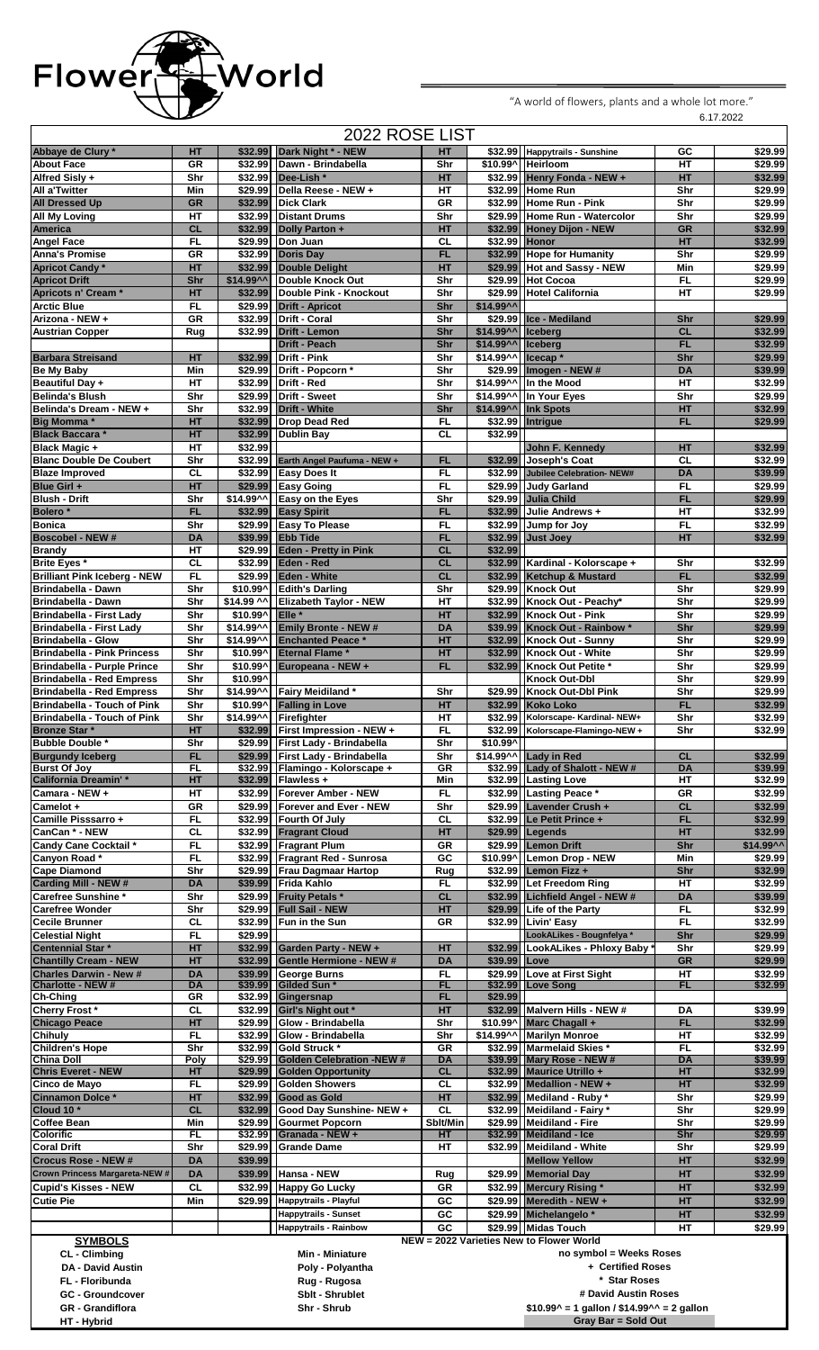Flower World

"A world of flowers, plants and a whole lot more."

6.17.2022

# 2022 ROSE LIST

| Name | Type | Price | Name | Type | Price | Name | Type | Price |
|---|---|---|---|---|---|---|---|---|
| Abbaye de Clury * | HT | $32.99 | Dark Night * - NEW | HT | $32.99 | Happytrails - Sunshine | GC | $29.99 |
| About Face | GR | $32.99 | Dawn - Brindabella | Shr | $10.99^ | Heirloom | HT | $29.99 |
| Alfred Sisly + | Shr | $32.99 | Dee-Lish * | HT | $32.99 | Henry Fonda - NEW + | HT | $32.99 |
| All a'Twitter | Min | $29.99 | Della Reese - NEW + | HT | $32.99 | Home Run | Shr | $29.99 |
| All Dressed Up | GR | $32.99 | Dick Clark | GR | $32.99 | Home Run - Pink | Shr | $29.99 |
| All My Loving | HT | $32.99 | Distant Drums | Shr | $29.99 | Home Run - Watercolor | Shr | $29.99 |
| America | CL | $32.99 | Dolly Parton + | HT | $32.99 | Honey Dijon - NEW | GR | $32.99 |
| Angel Face | FL | $29.99 | Don Juan | CL | $32.99 | Honor | HT | $32.99 |
| Anna's Promise | GR | $32.99 | Doris Day | FL | $32.99 | Hope for Humanity | Shr | $29.99 |
| Apricot Candy * | HT | $32.99 | Double Delight | HT | $29.99 | Hot and Sassy - NEW | Min | $29.99 |
| Apricot Drift | Shr | $14.99^^ | Double Knock Out | Shr | $29.99 | Hot Cocoa | FL | $29.99 |
| Apricots n' Cream * | HT | $32.99 | Double Pink - Knockout | Shr | $29.99 | Hotel California | HT | $29.99 |
| Arctic Blue | FL | $29.99 | Drift - Apricot | Shr | $14.99^^ | | | |
| Arizona - NEW + | GR | $32.99 | Drift - Coral | Shr | $29.99 | Ice - Mediland | Shr | $29.99 |
| Austrian Copper | Rug | $32.99 | Drift - Lemon | Shr | $14.99^^ | Iceberg | CL | $32.99 |
| | | | Drift - Peach | Shr | $14.99^^ | Iceberg | FL | $32.99 |
| Barbara Streisand | HT | $32.99 | Drift - Pink | Shr | $14.99^^ | Icecap * | Shr | $29.99 |
| Be My Baby | Min | $29.99 | Drift - Popcorn * | Shr | $29.99 | Imogen - NEW # | DA | $39.99 |
| Beautiful Day + | HT | $32.99 | Drift - Red | Shr | $14.99^^ | In the Mood | HT | $32.99 |
| Belinda's Blush | Shr | $29.99 | Drift - Sweet | Shr | $14.99^^ | In Your Eyes | Shr | $29.99 |
| Belinda's Dream - NEW + | Shr | $32.99 | Drift - White | Shr | $14.99^^ | Ink Spots | HT | $32.99 |
| Big Momma * | HT | $32.99 | Drop Dead Red | FL | $32.99 | Intrigue | FL | $29.99 |
| Black Baccara * | HT | $32.99 | Dublin Bay | CL | $32.99 | | | |
| Black Magic + | HT | $32.99 | | | | John F. Kennedy | HT | $32.99 |
| Blanc Double De Coubert | Shr | $32.99 | Earth Angel Paufuma - NEW + | FL | $32.99 | Joseph's Coat | CL | $32.99 |
| Blaze Improved | CL | $32.99 | Easy Does It | FL | $32.99 | Jubilee Celebration- NEW# | DA | $39.99 |
| Blue Girl + | HT | $29.99 | Easy Going | FL | $29.99 | Judy Garland | FL | $32.99 |
| Blush - Drift | Shr | $14.99^^ | Easy on the Eyes | Shr | $29.99 | Julia Child | FL | $29.99 |
| Bolero * | FL | $32.99 | Easy Spirit | FL | $32.99 | Julie Andrews + | HT | $32.99 |
| Bonica | Shr | $29.99 | Easy To Please | FL | $32.99 | Jump for Joy | FL | $32.99 |
| Boscobel - NEW # | DA | $39.99 | Ebb Tide | FL | $32.99 | Just Joey | HT | $32.99 |
| Brandy | HT | $29.99 | Eden - Pretty in Pink | CL | $32.99 | | | |
| Brite Eyes * | CL | $32.99 | Eden - Red | CL | $32.99 | Kardinal - Kolorscape + | Shr | $32.99 |
| Brilliant Pink Iceberg - NEW | FL | $29.99 | Eden - White | CL | $32.99 | Ketchup & Mustard | FL | $32.99 |
| Brindabella - Dawn | Shr | $10.99^ | Edith's Darling | Shr | $29.99 | Knock Out | Shr | $29.99 |
| Brindabella - Dawn | Shr | $14.99 ^^ | Elizabeth Taylor - NEW | HT | $32.99 | Knock Out - Peachy* | Shr | $29.99 |
| Brindabella - First Lady | Shr | $10.99^ | Elle * | HT | $32.99 | Knock Out - Pink | Shr | $29.99 |
| Brindabella - First Lady | Shr | $14.99^^ | Emily Bronte - NEW # | DA | $39.99 | Knock Out - Rainbow * | Shr | $29.99 |
| Brindabella - Glow | Shr | $14.99^^ | Enchanted Peace * | HT | $32.99 | Knock Out - Sunny | Shr | $29.99 |
| Brindabella - Pink Princess | Shr | $10.99^ | Eternal Flame * | HT | $32.99 | Knock Out - White | Shr | $29.99 |
| Brindabella - Purple Prince | Shr | $10.99^ | Europeana - NEW + | FL | $32.99 | Knock Out Petite * | Shr | $29.99 |
| Brindabella - Red Empress | Shr | $10.99^ | | | | Knock Out-Dbl | Shr | $29.99 |
| Brindabella - Red Empress | Shr | $14.99^^ | Fairy Meidiland * | Shr | $29.99 | Knock Out-Dbl Pink | Shr | $29.99 |
| Brindabella - Touch of Pink | Shr | $10.99^ | Falling in Love | HT | $32.99 | Koko Loko | FL | $32.99 |
| Brindabella - Touch of Pink | Shr | $14.99^^ | Firefighter | HT | $32.99 | Kolorscape- Kardinal- NEW+ | Shr | $32.99 |
| Bronze Star * | HT | $32.99 | First Impression - NEW + | FL | $32.99 | Kolorscape-Flamingo-NEW + | Shr | $32.99 |
| Bubble Double * | Shr | $29.99 | First Lady - Brindabella | Shr | $10.99^ | | | |
| Burgundy Iceberg | FL | $29.99 | First Lady - Brindabella | Shr | $14.99^^ | Lady in Red | CL | $32.99 |
| Burst Of Joy | FL | $32.99 | Flamingo - Kolorscape + | GR | $32.99 | Lady of Shalott - NEW # | DA | $39.99 |
| California Dreamin' * | HT | $32.99 | Flawless + | Min | $32.99 | Lasting Love | HT | $32.99 |
| Camara - NEW + | HT | $32.99 | Forever Amber - NEW | FL | $32.99 | Lasting Peace * | GR | $32.99 |
| Camelot + | GR | $29.99 | Forever and Ever - NEW | Shr | $29.99 | Lavender Crush + | CL | $32.99 |
| Camille Pisssarro + | FL | $32.99 | Fourth Of July | CL | $32.99 | Le Petit Prince + | FL | $32.99 |
| CanCan * - NEW | CL | $32.99 | Fragrant Cloud | HT | $29.99 | Legends | HT | $32.99 |
| Candy Cane Cocktail * | FL | $32.99 | Fragrant Plum | GR | $29.99 | Lemon Drift | Shr | $14.99^^ |
| Canyon Road * | FL | $32.99 | Fragrant Red - Sunrosa | GC | $10.99^ | Lemon Drop - NEW | Min | $29.99 |
| Cape Diamond | Shr | $29.99 | Frau Dagmaar Hartop | Rug | $29.99 | Lemon Fizz + | Shr | $32.99 |
| Carding Mill - NEW # | DA | $39.99 | Frida Kahlo | FL | $32.99 | Let Freedom Ring | HT | $32.99 |
| Carefree Sunshine * | Shr | $29.99 | Fruity Petals * | CL | $32.99 | Lichfield Angel - NEW # | DA | $39.99 |
| Carefree Wonder | Shr | $29.99 | Full Sail - NEW | HT | $29.99 | Life of the Party | FL | $32.99 |
| Cecile Brunner | CL | $32.99 | Fun in the Sun | GR | $32.99 | Livin' Easy | FL | $32.99 |
| Celestial Night | FL | $29.99 | | | | LookALikes - Bougnfelya * | Shr | $29.99 |
| Centennial Star * | HT | $32.99 | Garden Party - NEW + | HT | $32.99 | LookALikes - Phloxy Baby * | Shr | $29.99 |
| Chantilly Cream - NEW | HT | $32.99 | Gentle Hermione - NEW # | DA | $39.99 | Love | GR | $29.99 |
| Charles Darwin - New # | DA | $39.99 | George Burns | FL | $29.99 | Love at First Sight | HT | $32.99 |
| Charlotte - NEW # | DA | $39.99 | Gilded Sun * | FL | $32.99 | Love Song | FL | $32.99 |
| Ch-Ching | GR | $32.99 | Gingersnap | FL | $29.99 | | | |
| Cherry Frost * | CL | $32.99 | Girl's Night out * | HT | $32.99 | Malvern Hills - NEW # | DA | $39.99 |
| Chicago Peace | HT | $29.99 | Glow - Brindabella | Shr | $10.99^ | Marc Chagall + | FL | $32.99 |
| Chihuly | FL | $32.99 | Glow - Brindabella | Shr | $14.99^^ | Marilyn Monroe | HT | $32.99 |
| Children's Hope | Shr | $32.99 | Gold Struck * | GR | $32.99 | Marmelaide Skies * | FL | $32.99 |
| China Doll | Poly | $29.99 | Golden Celebration -NEW # | DA | $39.99 | Mary Rose - NEW # | DA | $39.99 |
| Chris Everet - NEW | HT | $29.99 | Golden Opportunity | CL | $32.99 | Maurice Utrillo + | HT | $32.99 |
| Cinco de Mayo | FL | $29.99 | Golden Showers | CL | $32.99 | Medallion - NEW + | HT | $32.99 |
| Cinnamon Dolce * | HT | $32.99 | Good as Gold | HT | $32.99 | Mediland - Ruby * | Shr | $29.99 |
| Cloud 10 * | CL | $32.99 | Good Day Sunshine- NEW + | CL | $32.99 | Meidiland - Fairy * | Shr | $29.99 |
| Coffee Bean | Min | $29.99 | Gourmet Popcorn | Sblt/Min | $29.99 | Meidiland - Fire | Shr | $29.99 |
| Colorific | FL | $32.99 | Granada - NEW + | HT | $32.99 | Meidiland - Ice | Shr | $29.99 |
| Coral Drift | Shr | $29.99 | Grande Dame | HT | $32.99 | Meidiland - White | Shr | $29.99 |
| Crocus Rose - NEW # | DA | $39.99 | | | | Mellow Yellow | HT | $32.99 |
| Crown Princess Margareta-NEW # | DA | $39.99 | Hansa - NEW | Rug | $29.99 | Memorial Day | HT | $32.99 |
| Cupid's Kisses - NEW | CL | $32.99 | Happy Go Lucky | GR | $32.99 | Mercury Rising * | HT | $32.99 |
| Cutie Pie | Min | $29.99 | Happytrails - Playful | GC | $29.99 | Meredith - NEW + | HT | $32.99 |
| | | | Happytrails - Sunset | GC | $29.99 | Michelangelo * | HT | $32.99 |
| | | | Happytrails - Rainbow | GC | $29.99 | Midas Touch | HT | $29.99 |

**SYMBOLS**

NEW = 2022 Varieties New to Flower World

| | | |
|---|---|---|
| CL - Climbing | Min - Miniature | no symbol = Weeks Roses |
| DA - David Austin | Poly - Polyantha | + Certified Roses |
| FL - Floribunda | Rug - Rugosa | * Star Roses |
| GC - Groundcover | Sblt - Shrublet | # David Austin Roses |
| GR - Grandiflora | Shr - Shrub | $10.99^ = 1 gallon / $14.99^^ = 2 gallon |
| HT - Hybrid | | Gray Bar = Sold Out |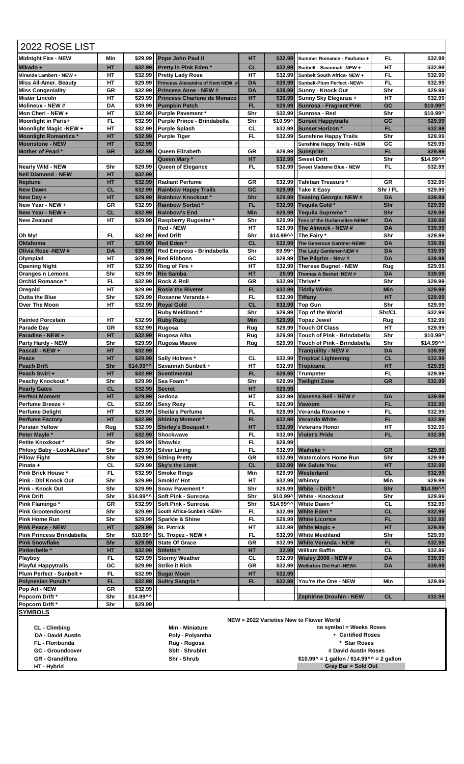# 2022 ROSE LIST

| Name | Type | Price | Name | Type | Price | Name | Type | Price |
|---|---|---|---|---|---|---|---|---|
| Midnight Fire - NEW | Min | $29.99 | Pope John Paul II | HT | $32.99 | Summer Romance - Paufuma + | FL | $32.99 |
| Mikado + | HT | $32.99 | Pretty in Pink Eden * | CL | $32.99 | Sunbelt - Savannah -NEW + | HT | $32.99 |
| Miranda Lambert - NEW + | HT | $32.99 | Pretty Lady Rose | HT | $32.99 | Sunbelt South Africa- NEW + | FL | $32.99 |
| Miss All-Amer. Beauty | HT | $29.99 | Princess Alexandra of Kent NEW # | DA | $39.99 | Sunbelt-Plum Perfect -NEW+ | FL | $32.99 |
| Miss Congeniality | GR | $32.99 | Princess Anne - NEW # | DA | $39.99 | Sunny - Knock Out | Shr | $29.99 |
| Mister Lincoln | HT | $29.99 | Princess Charlene de Monaco | HT | $39.99 | Sunny Sky Eleganza + | HT | $32.99 |
| Molineux - NEW # | DA | $39.99 | Pumpkin Patch | FL | $29.99 | Sunrosa - Fragrant Pink | GC | $10.99^ |
| Mon Cheri - NEW + | HT | $32.99 | Purple Pavement * | Shr | $32.99 | Sunrosa - Red | Shr | $10.99^ |
| Moonlight in Paris+ | FL | $32.99 | Purple Prince - Brindabella | Shr | $10.99^ | Sunset Happytrails | GC | $29.99 |
| Moonlight Magic -NEW + | HT | $32.99 | Purple Splash | CL | $32.99 | Sunset Horizon * | FL | $32.99 |
| Moonlight Romantica * | HT | $32.99 | Purple Tiger | FL | $32.99 | Sunshine Happy Trails | Shr | $29.99 |
| Moonstone - NEW | HT | $32.99 | | | | Sunshine Happy Trails - NEW | GC | $29.99 |
| Mother of Pearl * | GR | $32.99 | Queen Elizabeth | GR | $29.99 | Sunsprite | FL | $29.99 |
| | | | Queen Mary * | HT | $32.99 | Sweet Drift | Shr | $14.99^^ |
| Nearly Wild - NEW | Shr | $29.99 | Queen of Elegance | FL | $32.99 | Sweet Madame Blue - NEW | FL | $32.99 |
| Neil Diamond - NEW | HT | $32.99 | | | | | | |
| Neptune | HT | $32.99 | Radiant Perfume | GR | $32.99 | Tahitian Treasure * | GR | $32.99 |
| New Dawn | CL | $32.99 | Rainbow Happy Trails | GC | $29.99 | Take it Easy | Shr / FL | $29.99 |
| New Day + | HT | $29.99 | Rainbow Knockout * | Shr | $29.99 | Teasing Georgia- NEW # | DA | $39.99 |
| New Year - NEW + | GR | $32.99 | Rainbow Sorbet * | FL | $32.99 | Tequila Gold * | Shr | $29.99 |
| New Year - NEW + | CL | $32.99 | Rainbow's End | Min | $29.99 | Tequila Supreme * | Shr | $29.99 |
| New Zealand | HT | $29.99 | Raspberry Rugostar * | Shr | $29.99 | Tess of the Durbervilles-NEW# | DA | $39.99 |
| | | | Red - NEW | HT | $29.99 | The Alnwick - NEW # | DA | $39.99 |
| Oh My! | FL | $32.99 | Red Drift | Shr | $14.99^^ | The Fairy * | Shr | $29.99 |
| Oklahoma | HT | $29.99 | Red Eden * | CL | $32.99 | The Generous Gardner-NEW# | DA | $39.99 |
| Olivia Rose -NEW # | DA | $39.99 | Red Empress - Brindabella | Shr | $9.99^ | The Lady Gardener-NEW # | DA | $39.99 |
| Olympiad | HT | $29.99 | Red Ribbons | GC | $29.99 | The Pilgrim - New # | DA | $39.99 |
| Opening Night | HT | $32.99 | Ring of Fire + | HT | $32.99 | Therese Bugnet - NEW | Rug | $29.99 |
| Oranges n Lemons | Shr | $29.99 | Rio Samba | HT | 29.99 | Thomas A Becket NEW # | DA | $39.99 |
| Orchid Romance * | FL | $32.99 | Rock & Roll | GR | $32.99 | Thrive! * | Shr | $29.99 |
| Oregold | HT | $29.99 | Rosie the Riveter | FL | $32.99 | Tiddly Winks | Min | $29.99 |
| Outta the Blue | Shr | $29.99 | Roxanne Veranda + | FL | $32.99 | Tiffany | HT | $29.99 |
| Over The Moon | HT | $32.99 | Royal Gold | CL | $32.99 | Top Gun | Shr | $29.99 |
| | | | Ruby Meidiland * | Shr | $29.99 | Top of the World | Shr/CL | $32.99 |
| Painted Porcelain | HT | $32.99 | Ruby Ruby | Min | $29.99 | Topaz Jewel | Rug | $32.99 |
| Parade Day | GR | $32.99 | Rugosa | Rug | $29.99 | Touch Of Class | HT | $29.99 |
| Paradise - NEW + | HT | $32.99 | Rugosa Alba | Rug | $29.99 | Touch of Pink - Brindabella | Shr | $10.99^ |
| Party Hardy - NEW | Shr | $29.99 | Rugosa Mauve | Rug | $29.99 | Touch of Pink - Brindabella | Shr | $14.99^^ |
| Pascali - NEW + | HT | $32.99 | | | | Tranquility - NEW # | DA | $39.99 |
| Peace | HT | $29.99 | Sally Holmes * | CL | $32.99 | Tropical Lightening | CL | $32.99 |
| Peach Drift | Shr | $14.99^^ | Savannah Sunbelt + | HT | $32.99 | Tropicana | HT | $29.99 |
| Peach Swirl + | HT | $32.99 | Scentimental | FL | $29.99 | Trumpeter | FL | $29.99 |
| Peachy Knockout * | Shr | $29.99 | Sea Foam * | Shr | $29.99 | Twilight Zone | GR | $32.99 |
| Pearly Gates | CL | $32.99 | Secret | HT | $29.99 | | | |
| Perfect Moment | HT | $29.99 | Sedona | HT | $32.99 | Vanessa Bell - NEW # | DA | $39.99 |
| Perfume Breeze + | CL | $32.99 | Sexy Rexy | FL | $29.99 | Vavoom | FL | $32.99 |
| Perfume Delight | HT | $29.99 | Sheila's Perfume | FL | $29.99 | Veranda Roxanne + | FL | $32.99 |
| Perfume Factory | HT | $32.99 | Shining Moment * | FL | $32.99 | Veranda White | FL | $32.99 |
| Persian Yellow | Rug | $32.99 | Shirley's Bouquet + | HT | $32.99 | Veterans Honor | HT | $32.99 |
| Peter Mayle * | HT | $32.99 | Shockwave | FL | $32.99 | Violet's Pride | FL | $32.99 |
| Petite Knockout * | Shr | $29.99 | Showbiz | FL | $29.99 | | | |
| Phloxy Baby - LookALikes* | Shr | $29.99 | Silver Lining | FL | $32.99 | Waiheke + | GR | $29.99 |
| Pillow Fight | Shr | $29.99 | Sitting Pretty | GR | $32.99 | Watercolors Home Run | Shr | $29.99 |
| Pinata + | CL | $29.99 | Sky's the Limit | CL | $32.99 | We Salute You | HT | $32.99 |
| Pink Brick House * | FL | $32.99 | Smoke Rings | Min | $29.99 | Westerland | CL | $32.99 |
| Pink - Dbl Knock Out | Shr | $29.99 | Smokin' Hot | HT | $32.99 | Whimsy | Min | $29.99 |
| Pink - Knock Out | Shr | $29.99 | Snow Pavement * | Shr | $29.99 | White - Drift * | Shr | $14.99^^ |
| Pink Drift | Shr | $14.99^^ | Soft Pink - Sunrosa | Shr | $10.99^ | White - Knockout | Shr | $29.99 |
| Pink Flamingo * | GR | $32.99 | Soft Pink - Sunrosa | Shr | $14.99^^ | White Dawn * | CL | $32.99 |
| Pink Grootendoorst | Shr | $29.99 | South Africa-Sunbelt -NEW+ | FL | $32.99 | White Eden * | CL | $32.99 |
| Pink Home Run | Shr | $29.99 | Sparkle & Shine | FL | $29.99 | White Licorice | FL | $32.99 |
| Pink Peace - NEW | HT | $29.99 | St. Patrick | HT | $32.99 | White Magic + | HT | $29.99 |
| Pink Princess Brindabella | Shr | $10.99^ | St. Tropez - NEW + | FL | $32.99 | White Meidiland | Shr | $29.99 |
| Pink Snowflake | Shr | $29.99 | State Of Grace | GR | $32.99 | White Veranda - NEW | FL | $32.99 |
| Pinkerbelle * | HT | $32.99 | Stiletto * | HT | 32.99 | William Baffin | CL | $32.99 |
| Playboy | FL | $29.99 | Stormy Weather | CL | $32.99 | Wisley 2008 - NEW # | DA | $39.99 |
| Playful Happytrails | GC | $29.99 | Strike it Rich | GR | $32.99 | Wollerton Old Hall -NEW# | DA | $39.99 |
| Plum Perfect - Sunbelt + | FL | $32.99 | Sugar Moon | HT | $32.99 | | | |
| Polynesian Punch * | FL | $32.99 | Sultry Sangria * | FL | $32.99 | You're the One - NEW | Min | $29.99 |
| Pop Art - NEW | GR | $32.99 | | | | | | |
| Popcorn Drift * | Shr | $14.99^^ | | | | Zephirine Drouhin - NEW | CL | $32.99 |
| Popcorn Drift * | Shr | $29.99 | | | | | | |

## SYMBOLS

NEW = 2022 Varieties New to Flower World

| | | |
|---|---|---|
| CL - Climbing | Min - Miniature | no symbol = Weeks Roses |
| DA - David Austin | Poly - Polyantha | + Certified Roses |
| FL - Floribunda | Rug - Rugosa | * Star Roses |
| GC - Groundcover | Sblt - Shrublet | # David Austin Roses |
| GR - Grandiflora | Shr - Shrub | $10.99^ = 1 gallon / $14.99^^ = 2 gallon |
| HT - Hybrid | | Gray Bar = Sold Out |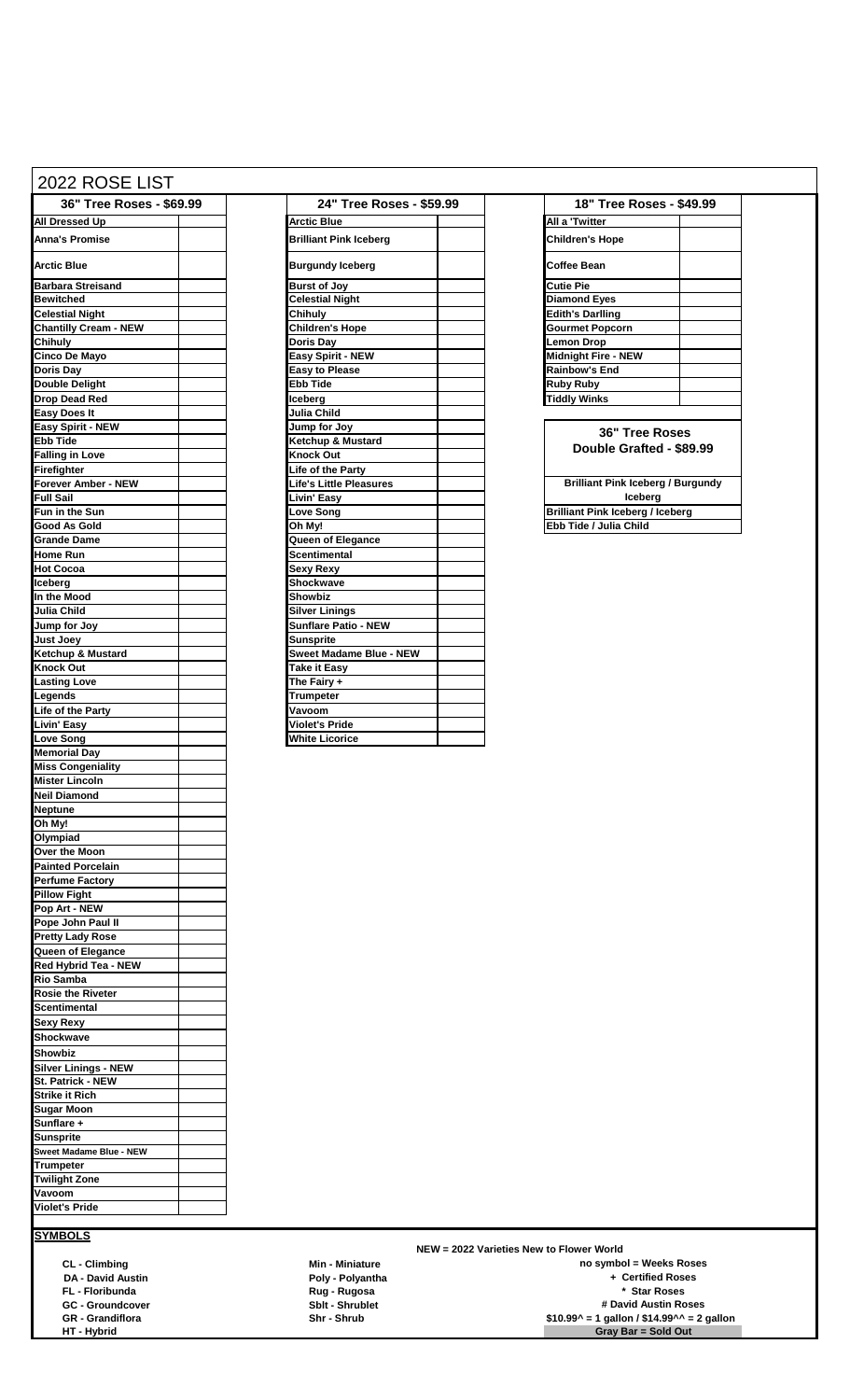# 2022 ROSE LIST

| 36" Tree Roses - $69.99 | |
|---|---|
| All Dressed Up | |
| Anna's Promise | |
| Arctic Blue | |
| Barbara Streisand | |
| Bewitched | |
| Celestial Night | |
| Chantilly Cream - NEW | |
| Chihuly | |
| Cinco De Mayo | |
| Doris Day | |
| Double Delight | |
| Drop Dead Red | |
| Easy Does It | |
| Easy Spirit - NEW | |
| Ebb Tide | |
| Falling in Love | |
| Firefighter | |
| Forever Amber - NEW | |
| Full Sail | |
| Fun in the Sun | |
| Good As Gold | |
| Grande Dame | |
| Home Run | |
| Hot Cocoa | |
| Iceberg | |
| In the Mood | |
| Julia Child | |
| Jump for Joy | |
| Just Joey | |
| Ketchup & Mustard | |
| Knock Out | |
| Lasting Love | |
| Legends | |
| Life of the Party | |
| Livin' Easy | |
| Love Song | |
| Memorial Day | |
| Miss Congeniality | |
| Mister Lincoln | |
| Neil Diamond | |
| Neptune | |
| Oh My! | |
| Olympiad | |
| Over the Moon | |
| Painted Porcelain | |
| Perfume Factory | |
| Pillow Fight | |
| Pop Art - NEW | |
| Pope John Paul II | |
| Pretty Lady Rose | |
| Queen of Elegance | |
| Red Hybrid Tea - NEW | |
| Rio Samba | |
| Rosie the Riveter | |
| Scentimental | |
| Sexy Rexy | |
| Shockwave | |
| Showbiz | |
| Silver Linings - NEW | |
| St. Patrick - NEW | |
| Strike it Rich | |
| Sugar Moon | |
| Sunflare + | |
| Sunsprite | |
| Sweet Madame Blue - NEW | |
| Trumpeter | |
| Twilight Zone | |
| Vavoom | |
| Violet's Pride | |

| 24" Tree Roses - $59.99 | |
|---|---|
| Arctic Blue | |
| Brilliant Pink Iceberg | |
| Burgundy Iceberg | |
| Burst of Joy | |
| Celestial Night | |
| Chihuly | |
| Children's Hope | |
| Doris Day | |
| Easy Spirit - NEW | |
| Easy to Please | |
| Ebb Tide | |
| Iceberg | |
| Julia Child | |
| Jump for Joy | |
| Ketchup & Mustard | |
| Knock Out | |
| Life of the Party | |
| Life's Little Pleasures | |
| Livin' Easy | |
| Love Song | |
| Oh My! | |
| Queen of Elegance | |
| Scentimental | |
| Sexy Rexy | |
| Shockwave | |
| Showbiz | |
| Silver Linings | |
| Sunflare Patio - NEW | |
| Sunsprite | |
| Sweet Madame Blue - NEW | |
| Take it Easy | |
| The Fairy + | |
| Trumpeter | |
| Vavoom | |
| Violet's Pride | |
| White Licorice | |

| 18" Tree Roses - $49.99 | |
|---|---|
| All a 'Twitter | |
| Children's Hope | |
| Coffee Bean | |
| Cutie Pie | |
| Diamond Eyes | |
| Edith's Darlling | |
| Gourmet Popcorn | |
| Lemon Drop | |
| Midnight Fire - NEW | |
| Rainbow's End | |
| Ruby Ruby | |
| Tiddly Winks | |

| 36" Tree Roses Double Grafted - $89.99 |
|---|
| Brilliant Pink Iceberg / Burgundy Iceberg |
| Brilliant Pink Iceberg / Iceberg |
| Ebb Tide / Julia Child |

## SYMBOLS

NEW = 2022 Varieties New to Flower World

- CL - Climbing
- DA - David Austin
- FL - Floribunda
- GC - Groundcover
- GR - Grandiflora
- HT - Hybrid

- Min - Miniature
- Poly - Polyantha
- Rug - Rugosa
- Sblt - Shrublet
- Shr - Shrub

- no symbol = Weeks Roses
- + Certified Roses
- * Star Roses
- # David Austin Roses
- $10.99^ = 1 gallon / $14.99^^ = 2 gallon
- Gray Bar = Sold Out